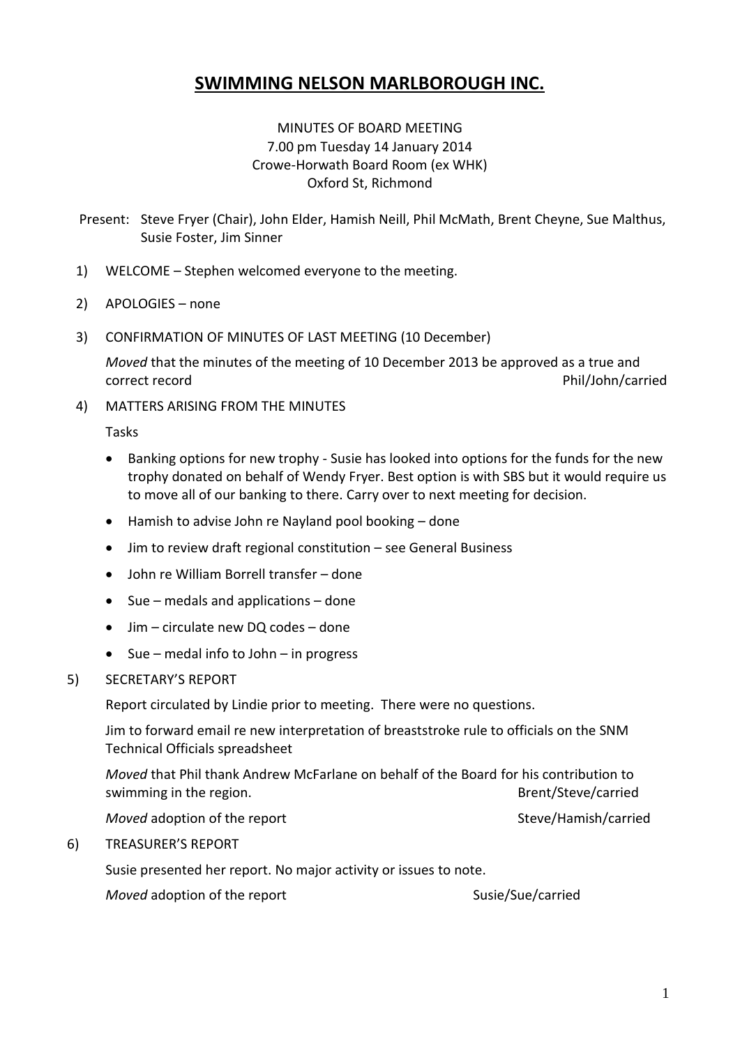# SWIMMING NELSON MARLBOROUGH INC.

MINUTES OF BOARD MEETING
7.00 pm Tuesday 14 January 2014
Crowe-Horwath Board Room (ex WHK)
Oxford St, Richmond

Present: Steve Fryer (Chair), John Elder, Hamish Neill, Phil McMath, Brent Cheyne, Sue Malthus, Susie Foster, Jim Sinner

1) WELCOME – Stephen welcomed everyone to the meeting.

2) APOLOGIES – none

3) CONFIRMATION OF MINUTES OF LAST MEETING (10 December)

   *Moved* that the minutes of the meeting of 10 December 2013 be approved as a true and correct record — Phil/John/carried

4) MATTERS ARISING FROM THE MINUTES

   Tasks

   - Banking options for new trophy - Susie has looked into options for the funds for the new trophy donated on behalf of Wendy Fryer. Best option is with SBS but it would require us to move all of our banking to there. Carry over to next meeting for decision.
   - Hamish to advise John re Nayland pool booking – done
   - Jim to review draft regional constitution – see General Business
   - John re William Borrell transfer – done
   - Sue – medals and applications – done
   - Jim – circulate new DQ codes – done
   - Sue – medal info to John – in progress

5) SECRETARY'S REPORT

   Report circulated by Lindie prior to meeting. There were no questions.

   Jim to forward email re new interpretation of breaststroke rule to officials on the SNM Technical Officials spreadsheet

   *Moved* that Phil thank Andrew McFarlane on behalf of the Board for his contribution to swimming in the region. — Brent/Steve/carried

   *Moved* adoption of the report — Steve/Hamish/carried

6) TREASURER'S REPORT

   Susie presented her report. No major activity or issues to note.

   *Moved* adoption of the report — Susie/Sue/carried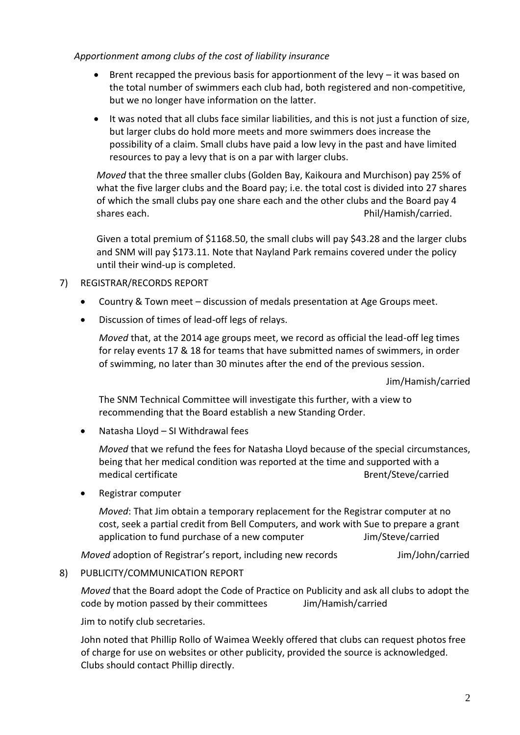*Apportionment among clubs of the cost of liability insurance*

- Brent recapped the previous basis for apportionment of the levy – it was based on the total number of swimmers each club had, both registered and non-competitive, but we no longer have information on the latter.
- It was noted that all clubs face similar liabilities, and this is not just a function of size, but larger clubs do hold more meets and more swimmers does increase the possibility of a claim. Small clubs have paid a low levy in the past and have limited resources to pay a levy that is on a par with larger clubs.

*Moved* that the three smaller clubs (Golden Bay, Kaikoura and Murchison) pay 25% of what the five larger clubs and the Board pay; i.e. the total cost is divided into 27 shares of which the small clubs pay one share each and the other clubs and the Board pay 4 shares each. Phil/Hamish/carried.

Given a total premium of $1168.50, the small clubs will pay $43.28 and the larger clubs and SNM will pay $173.11. Note that Nayland Park remains covered under the policy until their wind-up is completed.

7) REGISTRAR/RECORDS REPORT

- Country & Town meet – discussion of medals presentation at Age Groups meet.
- Discussion of times of lead-off legs of relays.

  *Moved* that, at the 2014 age groups meet, we record as official the lead-off leg times for relay events 17 & 18 for teams that have submitted names of swimmers, in order of swimming, no later than 30 minutes after the end of the previous session.

  Jim/Hamish/carried

  The SNM Technical Committee will investigate this further, with a view to recommending that the Board establish a new Standing Order.

- Natasha Lloyd – SI Withdrawal fees

  *Moved* that we refund the fees for Natasha Lloyd because of the special circumstances, being that her medical condition was reported at the time and supported with a medical certificate Brent/Steve/carried

- Registrar computer

  *Moved*: That Jim obtain a temporary replacement for the Registrar computer at no cost, seek a partial credit from Bell Computers, and work with Sue to prepare a grant application to fund purchase of a new computer Jim/Steve/carried

*Moved* adoption of Registrar's report, including new records Jim/John/carried

8) PUBLICITY/COMMUNICATION REPORT

*Moved* that the Board adopt the Code of Practice on Publicity and ask all clubs to adopt the code by motion passed by their committees Jim/Hamish/carried

Jim to notify club secretaries.

John noted that Phillip Rollo of Waimea Weekly offered that clubs can request photos free of charge for use on websites or other publicity, provided the source is acknowledged. Clubs should contact Phillip directly.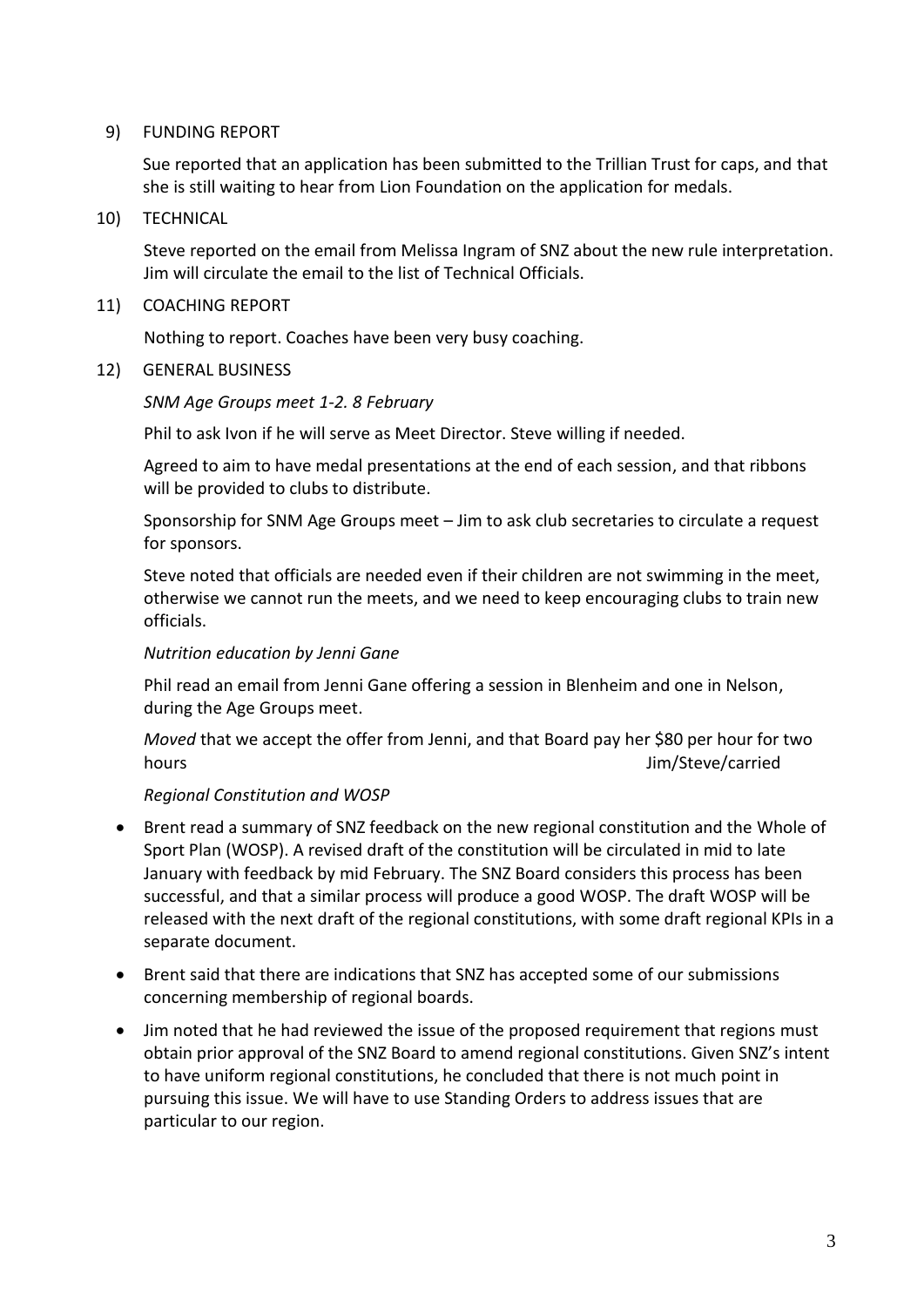9) FUNDING REPORT

Sue reported that an application has been submitted to the Trillian Trust for caps, and that she is still waiting to hear from Lion Foundation on the application for medals.

10) TECHNICAL

Steve reported on the email from Melissa Ingram of SNZ about the new rule interpretation. Jim will circulate the email to the list of Technical Officials.

11) COACHING REPORT

Nothing to report. Coaches have been very busy coaching.

12) GENERAL BUSINESS

*SNM Age Groups meet 1-2. 8 February*

Phil to ask Ivon if he will serve as Meet Director. Steve willing if needed.

Agreed to aim to have medal presentations at the end of each session, and that ribbons will be provided to clubs to distribute.

Sponsorship for SNM Age Groups meet – Jim to ask club secretaries to circulate a request for sponsors.

Steve noted that officials are needed even if their children are not swimming in the meet, otherwise we cannot run the meets, and we need to keep encouraging clubs to train new officials.

*Nutrition education by Jenni Gane*

Phil read an email from Jenni Gane offering a session in Blenheim and one in Nelson, during the Age Groups meet.

*Moved* that we accept the offer from Jenni, and that Board pay her $80 per hour for two hours Jim/Steve/carried

*Regional Constitution and WOSP*

- Brent read a summary of SNZ feedback on the new regional constitution and the Whole of Sport Plan (WOSP). A revised draft of the constitution will be circulated in mid to late January with feedback by mid February. The SNZ Board considers this process has been successful, and that a similar process will produce a good WOSP. The draft WOSP will be released with the next draft of the regional constitutions, with some draft regional KPIs in a separate document.
- Brent said that there are indications that SNZ has accepted some of our submissions concerning membership of regional boards.
- Jim noted that he had reviewed the issue of the proposed requirement that regions must obtain prior approval of the SNZ Board to amend regional constitutions. Given SNZ's intent to have uniform regional constitutions, he concluded that there is not much point in pursuing this issue. We will have to use Standing Orders to address issues that are particular to our region.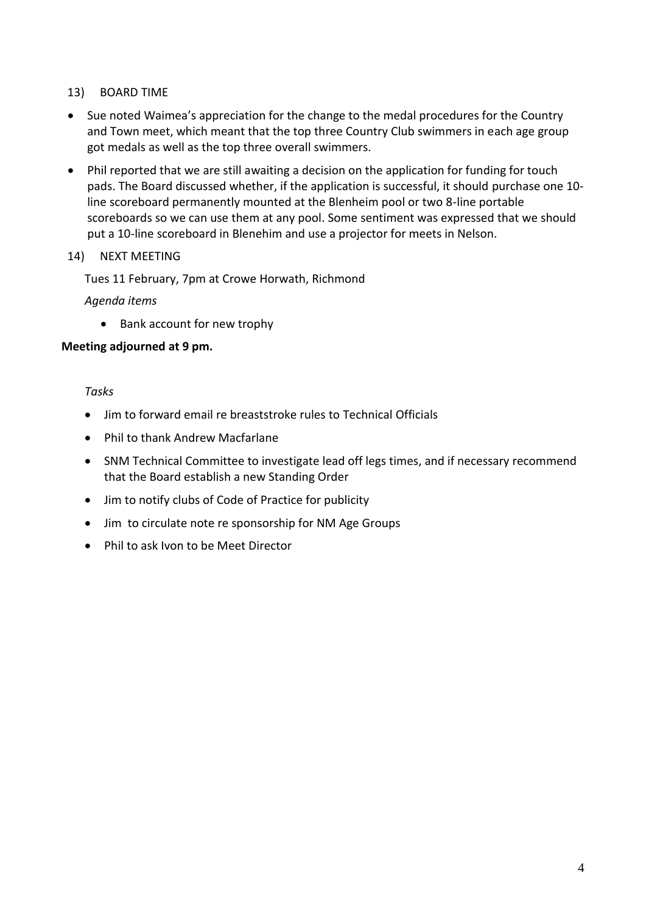13) BOARD TIME

- Sue noted Waimea's appreciation for the change to the medal procedures for the Country and Town meet, which meant that the top three Country Club swimmers in each age group got medals as well as the top three overall swimmers.
- Phil reported that we are still awaiting a decision on the application for funding for touch pads. The Board discussed whether, if the application is successful, it should purchase one 10-line scoreboard permanently mounted at the Blenheim pool or two 8-line portable scoreboards so we can use them at any pool. Some sentiment was expressed that we should put a 10-line scoreboard in Blenehim and use a projector for meets in Nelson.

14) NEXT MEETING

Tues 11 February, 7pm at Crowe Horwath, Richmond

*Agenda items*

- Bank account for new trophy

**Meeting adjourned at 9 pm.**

*Tasks*

- Jim to forward email re breaststroke rules to Technical Officials
- Phil to thank Andrew Macfarlane
- SNM Technical Committee to investigate lead off legs times, and if necessary recommend that the Board establish a new Standing Order
- Jim to notify clubs of Code of Practice for publicity
- Jim to circulate note re sponsorship for NM Age Groups
- Phil to ask Ivon to be Meet Director